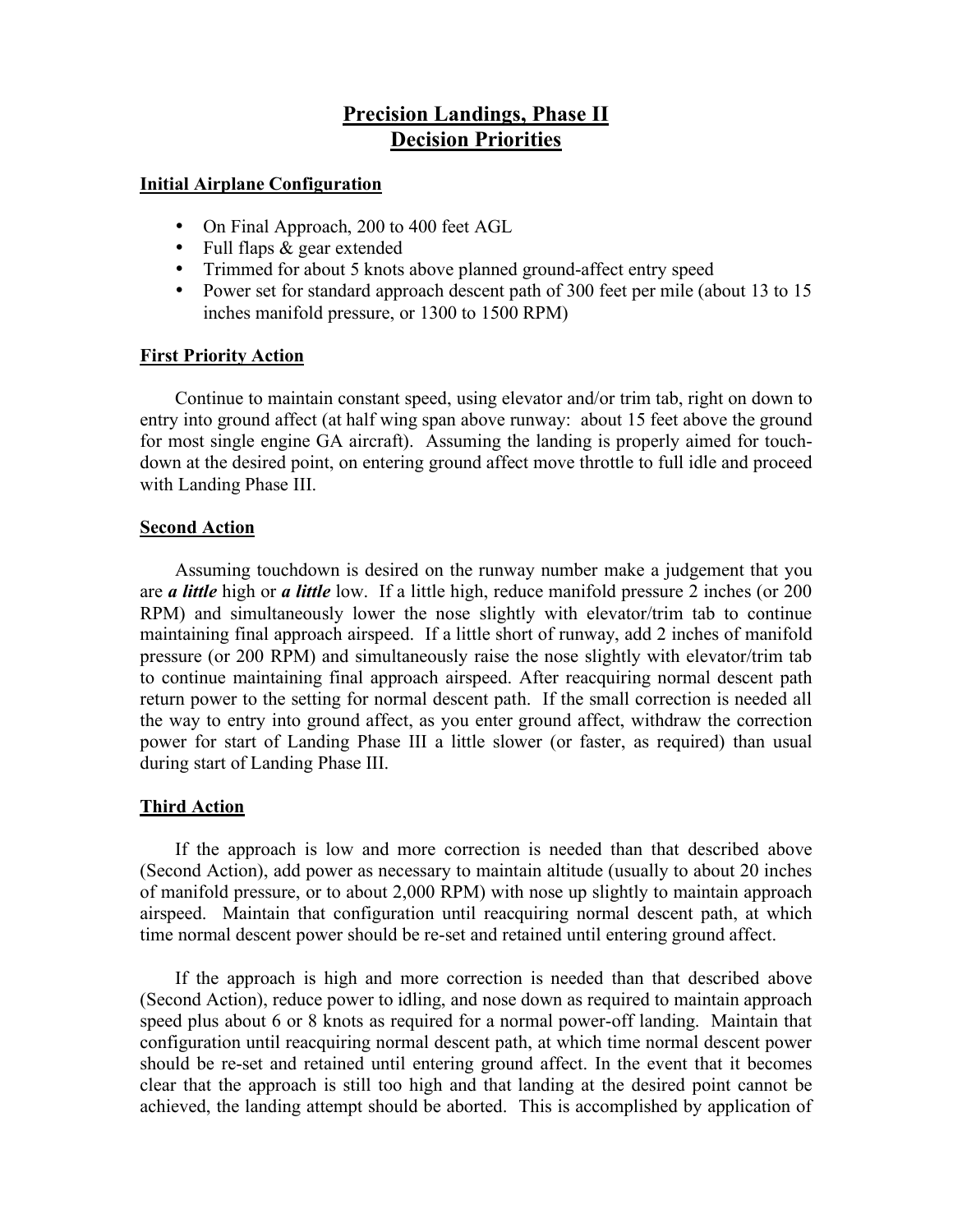# Precision Landings, Phase II
# Decision Priorities

**Initial Airplane Configuration**

- On Final Approach, 200 to 400 feet AGL
- Full flaps & gear extended
- Trimmed for about 5 knots above planned ground-affect entry speed
- Power set for standard approach descent path of 300 feet per mile (about 13 to 15 inches manifold pressure, or 1300 to 1500 RPM)

**First Priority Action**

Continue to maintain constant speed, using elevator and/or trim tab, right on down to entry into ground affect (at half wing span above runway: about 15 feet above the ground for most single engine GA aircraft). Assuming the landing is properly aimed for touch-down at the desired point, on entering ground affect move throttle to full idle and proceed with Landing Phase III.

**Second Action**

Assuming touchdown is desired on the runway number make a judgement that you are ***a little*** high or ***a little*** low. If a little high, reduce manifold pressure 2 inches (or 200 RPM) and simultaneously lower the nose slightly with elevator/trim tab to continue maintaining final approach airspeed. If a little short of runway, add 2 inches of manifold pressure (or 200 RPM) and simultaneously raise the nose slightly with elevator/trim tab to continue maintaining final approach airspeed. After reacquiring normal descent path return power to the setting for normal descent path. If the small correction is needed all the way to entry into ground affect, as you enter ground affect, withdraw the correction power for start of Landing Phase III a little slower (or faster, as required) than usual during start of Landing Phase III.

**Third Action**

If the approach is low and more correction is needed than that described above (Second Action), add power as necessary to maintain altitude (usually to about 20 inches of manifold pressure, or to about 2,000 RPM) with nose up slightly to maintain approach airspeed. Maintain that configuration until reacquiring normal descent path, at which time normal descent power should be re-set and retained until entering ground affect.

If the approach is high and more correction is needed than that described above (Second Action), reduce power to idling, and nose down as required to maintain approach speed plus about 6 or 8 knots as required for a normal power-off landing. Maintain that configuration until reacquiring normal descent path, at which time normal descent power should be re-set and retained until entering ground affect. In the event that it becomes clear that the approach is still too high and that landing at the desired point cannot be achieved, the landing attempt should be aborted. This is accomplished by application of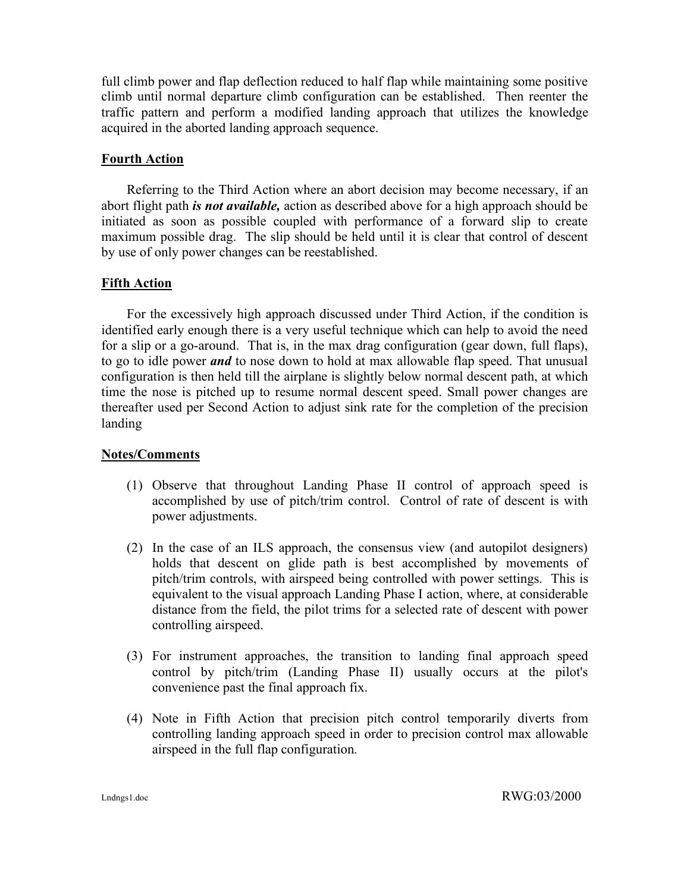full climb power and flap deflection reduced to half flap while maintaining some positive climb until normal departure climb configuration can be established. Then reenter the traffic pattern and perform a modified landing approach that utilizes the knowledge acquired in the aborted landing approach sequence.

**Fourth Action**

Referring to the Third Action where an abort decision may become necessary, if an abort flight path ***is not available,*** action as described above for a high approach should be initiated as soon as possible coupled with performance of a forward slip to create maximum possible drag. The slip should be held until it is clear that control of descent by use of only power changes can be reestablished.

**Fifth Action**

For the excessively high approach discussed under Third Action, if the condition is identified early enough there is a very useful technique which can help to avoid the need for a slip or a go-around. That is, in the max drag configuration (gear down, full flaps), to go to idle power ***and*** to nose down to hold at max allowable flap speed. That unusual configuration is then held till the airplane is slightly below normal descent path, at which time the nose is pitched up to resume normal descent speed. Small power changes are thereafter used per Second Action to adjust sink rate for the completion of the precision landing

**Notes/Comments**

(1) Observe that throughout Landing Phase II control of approach speed is accomplished by use of pitch/trim control. Control of rate of descent is with power adjustments.

(2) In the case of an ILS approach, the consensus view (and autopilot designers) holds that descent on glide path is best accomplished by movements of pitch/trim controls, with airspeed being controlled with power settings. This is equivalent to the visual approach Landing Phase I action, where, at considerable distance from the field, the pilot trims for a selected rate of descent with power controlling airspeed.

(3) For instrument approaches, the transition to landing final approach speed control by pitch/trim (Landing Phase II) usually occurs at the pilot's convenience past the final approach fix.

(4) Note in Fifth Action that precision pitch control temporarily diverts from controlling landing approach speed in order to precision control max allowable airspeed in the full flap configuration.

Lndngs1.doc RWG:03/2000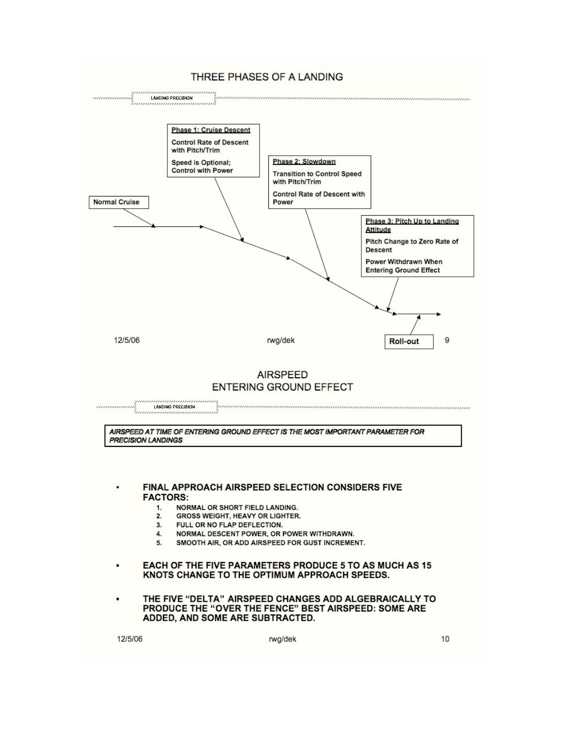# THREE PHASES OF A LANDING

LANDING PRECISION

**Normal Cruise**

**Phase 1: Cruise Descent**

Control Rate of Descent with Pitch/Trim

Speed is Optional; Control with Power

**Phase 2: Slowdown**

Transition to Control Speed with Pitch/Trim

Control Rate of Descent with Power

**Phase 3: Pitch Up to Landing Attitude**

Pitch Change to Zero Rate of Descent

Power Withdrawn When Entering Ground Effect

**Roll-out**

12/5/06 rwg/dek

# AIRSPEED ENTERING GROUND EFFECT

LANDING PRECISION

***AIRSPEED AT TIME OF ENTERING GROUND EFFECT IS THE MOST IMPORTANT PARAMETER FOR PRECISION LANDINGS***

- **FINAL APPROACH AIRSPEED SELECTION CONSIDERS FIVE FACTORS:**
  1. NORMAL OR SHORT FIELD LANDING.
  2. GROSS WEIGHT, HEAVY OR LIGHTER.
  3. FULL OR NO FLAP DEFLECTION.
  4. NORMAL DESCENT POWER, OR POWER WITHDRAWN.
  5. SMOOTH AIR, OR ADD AIRSPEED FOR GUST INCREMENT.

- **EACH OF THE FIVE PARAMETERS PRODUCE 5 TO AS MUCH AS 15 KNOTS CHANGE TO THE OPTIMUM APPROACH SPEEDS.**

- **THE FIVE "DELTA" AIRSPEED CHANGES ADD ALGEBRAICALLY TO PRODUCE THE "OVER THE FENCE" BEST AIRSPEED: SOME ARE ADDED, AND SOME ARE SUBTRACTED.**

12/5/06 rwg/dek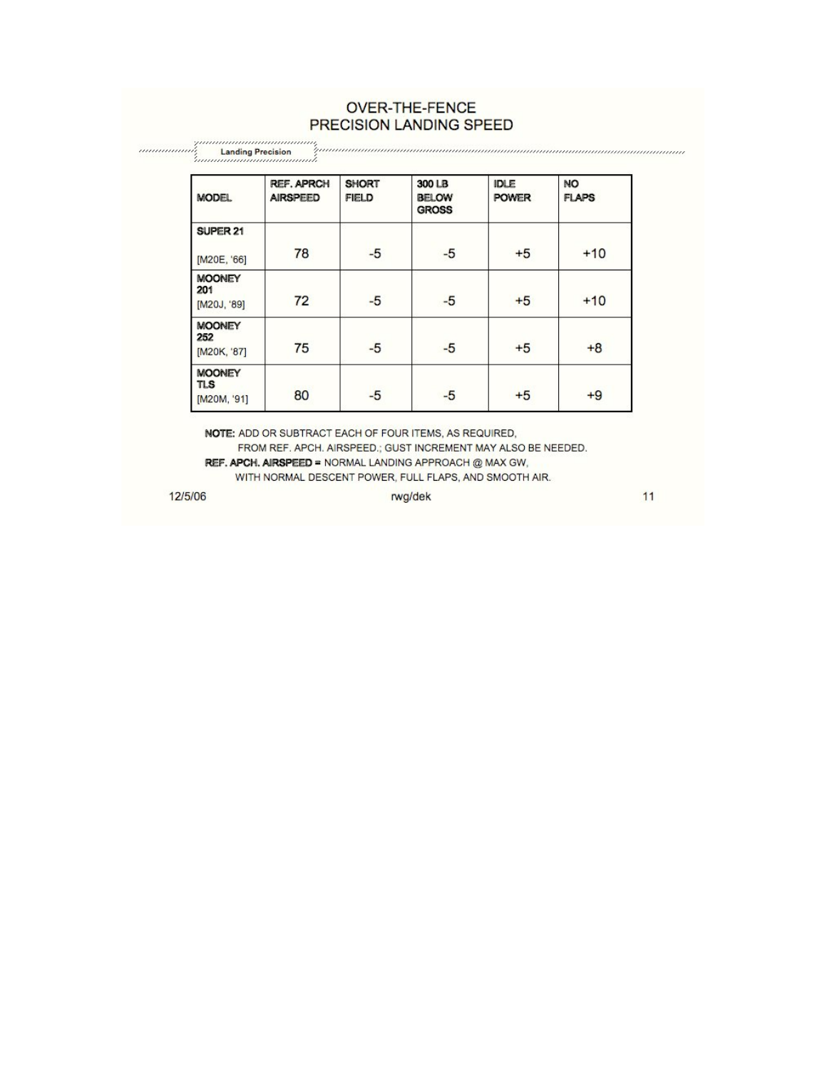# OVER-THE-FENCE PRECISION LANDING SPEED

Landing Precision

| MODEL | REF. APRCH AIRSPEED | SHORT FIELD | 300 LB BELOW GROSS | IDLE POWER | NO FLAPS |
|---|---|---|---|---|---|
| **SUPER 21** [M20E, '66] | 78 | -5 | -5 | +5 | +10 |
| **MOONEY 201** [M20J, '89] | 72 | -5 | -5 | +5 | +10 |
| **MOONEY 252** [M20K, '87] | 75 | -5 | -5 | +5 | +8 |
| **MOONEY TLS** [M20M, '91] | 80 | -5 | -5 | +5 | +9 |

**NOTE:** ADD OR SUBTRACT EACH OF FOUR ITEMS, AS REQUIRED, FROM REF. APCH. AIRSPEED.; GUST INCREMENT MAY ALSO BE NEEDED.

**REF. APCH. AIRSPEED** = NORMAL LANDING APPROACH @ MAX GW, WITH NORMAL DESCENT POWER, FULL FLAPS, AND SMOOTH AIR.

12/5/06 rwg/dek